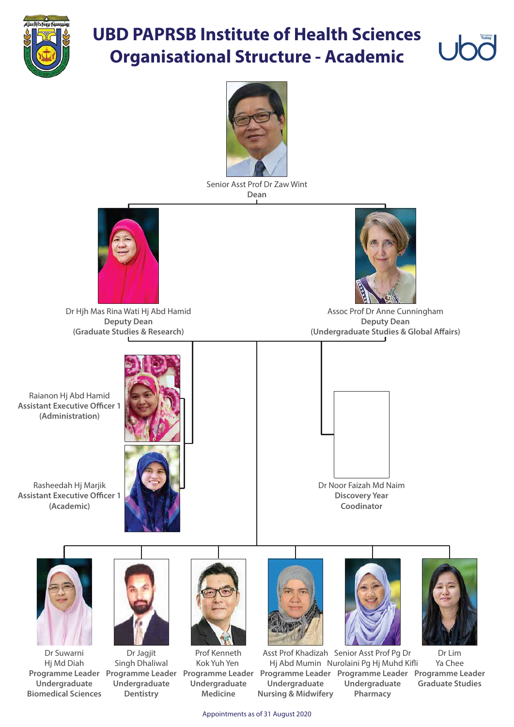# UBD PAPRSB Institute of Health Sciences Organisational Structure - Academic

Senior Asst Prof Dr Zaw Wint
**Dean**

Dr Hjh Mas Rina Wati Hj Abd Hamid
**Deputy Dean**
**(Graduate Studies & Research)**

Assoc Prof Dr Anne Cunningham
**Deputy Dean**
**(Undergraduate Studies & Global Affairs)**

Raianon Hj Abd Hamid
**Assistant Executive Officer 1**
**(Administration)**

Rasheedah Hj Marjik
**Assistant Executive Officer 1**
**(Academic)**

Dr Noor Faizah Md Naim
**Discovery Year**
**Coodinator**

Dr Suwarni Hj Md Diah
**Programme Leader**
**Undergraduate**
**Biomedical Sciences**

Dr Jagjit Singh Dhaliwal
**Programme Leader**
**Undergraduate**
**Dentistry**

Prof Kenneth Kok Yuh Yen
**Programme Leader**
**Undergraduate**
**Medicine**

Asst Prof Khadizah Hj Abd Mumin
**Programme Leader**
**Undergraduate**
**Nursing & Midwifery**

Senior Asst Prof Pg Dr Nurolaini Pg Hj Muhd Kifli
**Programme Leader**
**Undergraduate**
**Pharmacy**

Dr Lim Ya Chee
**Programme Leader**
**Graduate Studies**

Appointments as of 31 August 2020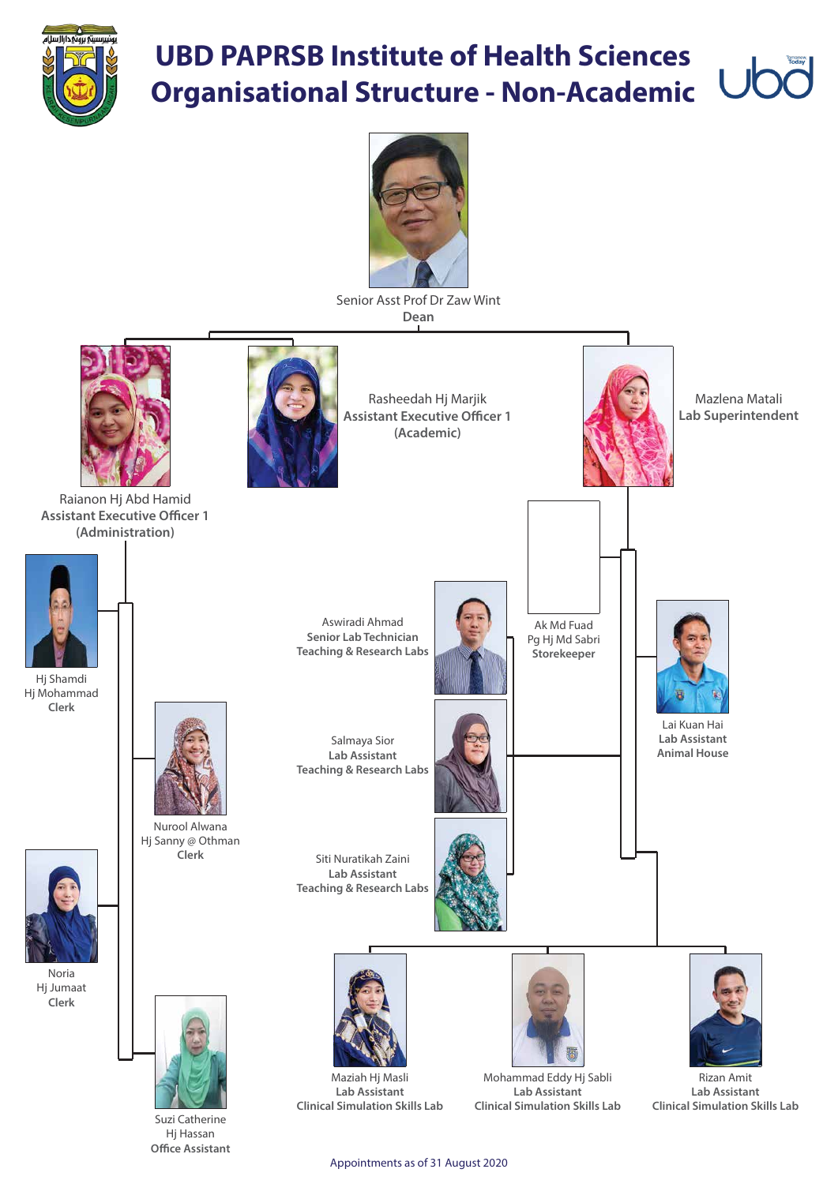# UBD PAPRSB Institute of Health Sciences
# Organisational Structure - Non-Academic

Senior Asst Prof Dr Zaw Wint
**Dean**

Raianon Hj Abd Hamid
**Assistant Executive Officer 1 (Administration)**

Rasheedah Hj Marjik
**Assistant Executive Officer 1 (Academic)**

Mazlena Matali
**Lab Superintendent**

Hj Shamdi Hj Mohammad
**Clerk**

Nurool Alwana Hj Sanny @ Othman
**Clerk**

Noria Hj Jumaat
**Clerk**

Suzi Catherine Hj Hassan
**Office Assistant**

Aswiradi Ahmad
**Senior Lab Technician Teaching & Research Labs**

Salmaya Sior
**Lab Assistant Teaching & Research Labs**

Siti Nuratikah Zaini
**Lab Assistant Teaching & Research Labs**

Ak Md Fuad Pg Hj Md Sabri
**Storekeeper**

Lai Kuan Hai
**Lab Assistant Animal House**

Maziah Hj Masli
**Lab Assistant Clinical Simulation Skills Lab**

Mohammad Eddy Hj Sabli
**Lab Assistant Clinical Simulation Skills Lab**

Rizan Amit
**Lab Assistant Clinical Simulation Skills Lab**

Appointments as of 31 August 2020